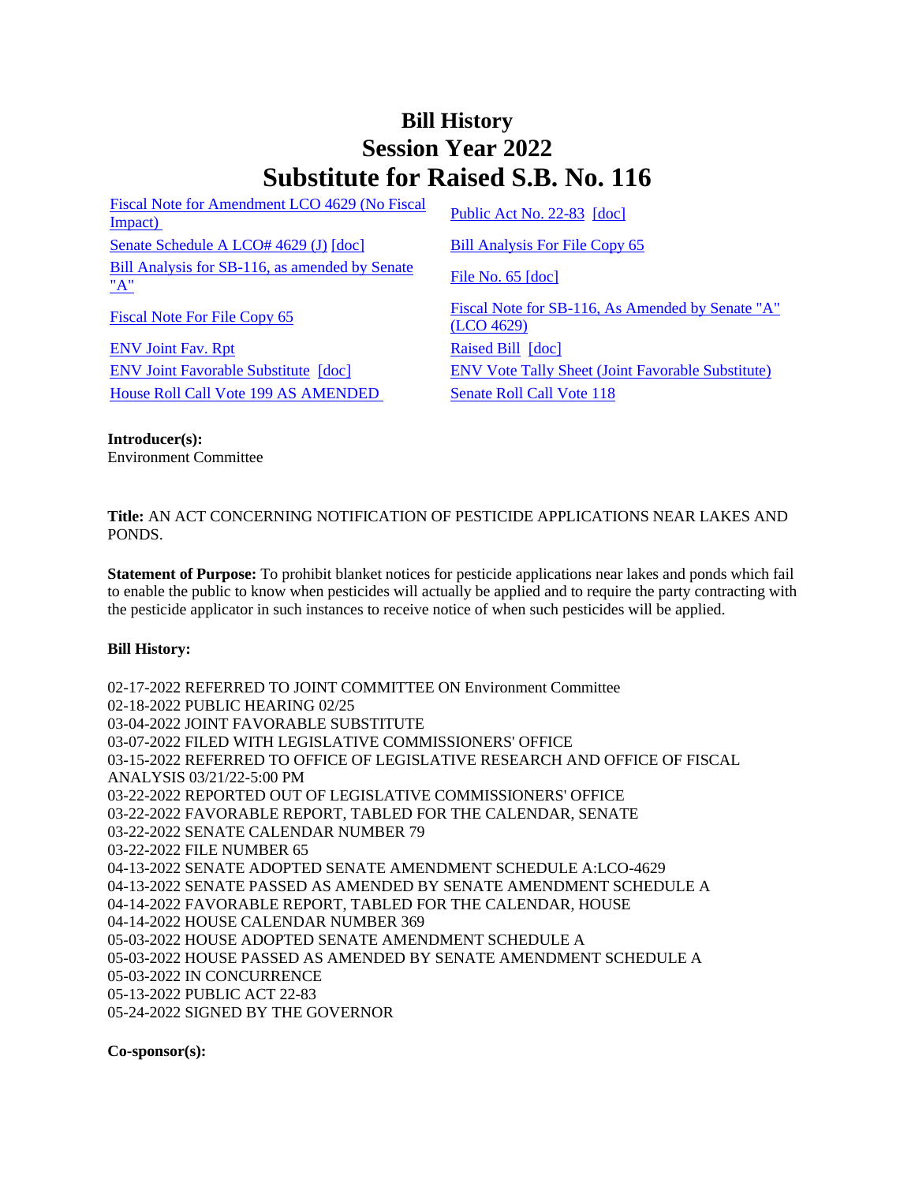# Bill History
# Session Year 2022
# Substitute for Raised S.B. No. 116

| | |
|---|---|
| Fiscal Note for Amendment LCO 4629 (No Fiscal Impact) | Public Act No. 22-83 [doc] |
| Senate Schedule A LCO# 4629 (J) [doc] | Bill Analysis For File Copy 65 |
| Bill Analysis for SB-116, as amended by Senate "A" | File No. 65 [doc] |
| Fiscal Note For File Copy 65 | Fiscal Note for SB-116, As Amended by Senate "A" (LCO 4629) |
| ENV Joint Fav. Rpt | Raised Bill [doc] |
| ENV Joint Favorable Substitute [doc] | ENV Vote Tally Sheet (Joint Favorable Substitute) |
| House Roll Call Vote 199 AS AMENDED | Senate Roll Call Vote 118 |

**Introducer(s):**
Environment Committee

**Title:** AN ACT CONCERNING NOTIFICATION OF PESTICIDE APPLICATIONS NEAR LAKES AND PONDS.

**Statement of Purpose:** To prohibit blanket notices for pesticide applications near lakes and ponds which fail to enable the public to know when pesticides will actually be applied and to require the party contracting with the pesticide applicator in such instances to receive notice of when such pesticides will be applied.

**Bill History:**

02-17-2022 REFERRED TO JOINT COMMITTEE ON Environment Committee
02-18-2022 PUBLIC HEARING 02/25
03-04-2022 JOINT FAVORABLE SUBSTITUTE
03-07-2022 FILED WITH LEGISLATIVE COMMISSIONERS' OFFICE
03-15-2022 REFERRED TO OFFICE OF LEGISLATIVE RESEARCH AND OFFICE OF FISCAL ANALYSIS 03/21/22-5:00 PM
03-22-2022 REPORTED OUT OF LEGISLATIVE COMMISSIONERS' OFFICE
03-22-2022 FAVORABLE REPORT, TABLED FOR THE CALENDAR, SENATE
03-22-2022 SENATE CALENDAR NUMBER 79
03-22-2022 FILE NUMBER 65
04-13-2022 SENATE ADOPTED SENATE AMENDMENT SCHEDULE A:LCO-4629
04-13-2022 SENATE PASSED AS AMENDED BY SENATE AMENDMENT SCHEDULE A
04-14-2022 FAVORABLE REPORT, TABLED FOR THE CALENDAR, HOUSE
04-14-2022 HOUSE CALENDAR NUMBER 369
05-03-2022 HOUSE ADOPTED SENATE AMENDMENT SCHEDULE A
05-03-2022 HOUSE PASSED AS AMENDED BY SENATE AMENDMENT SCHEDULE A
05-03-2022 IN CONCURRENCE
05-13-2022 PUBLIC ACT 22-83
05-24-2022 SIGNED BY THE GOVERNOR

**Co-sponsor(s):**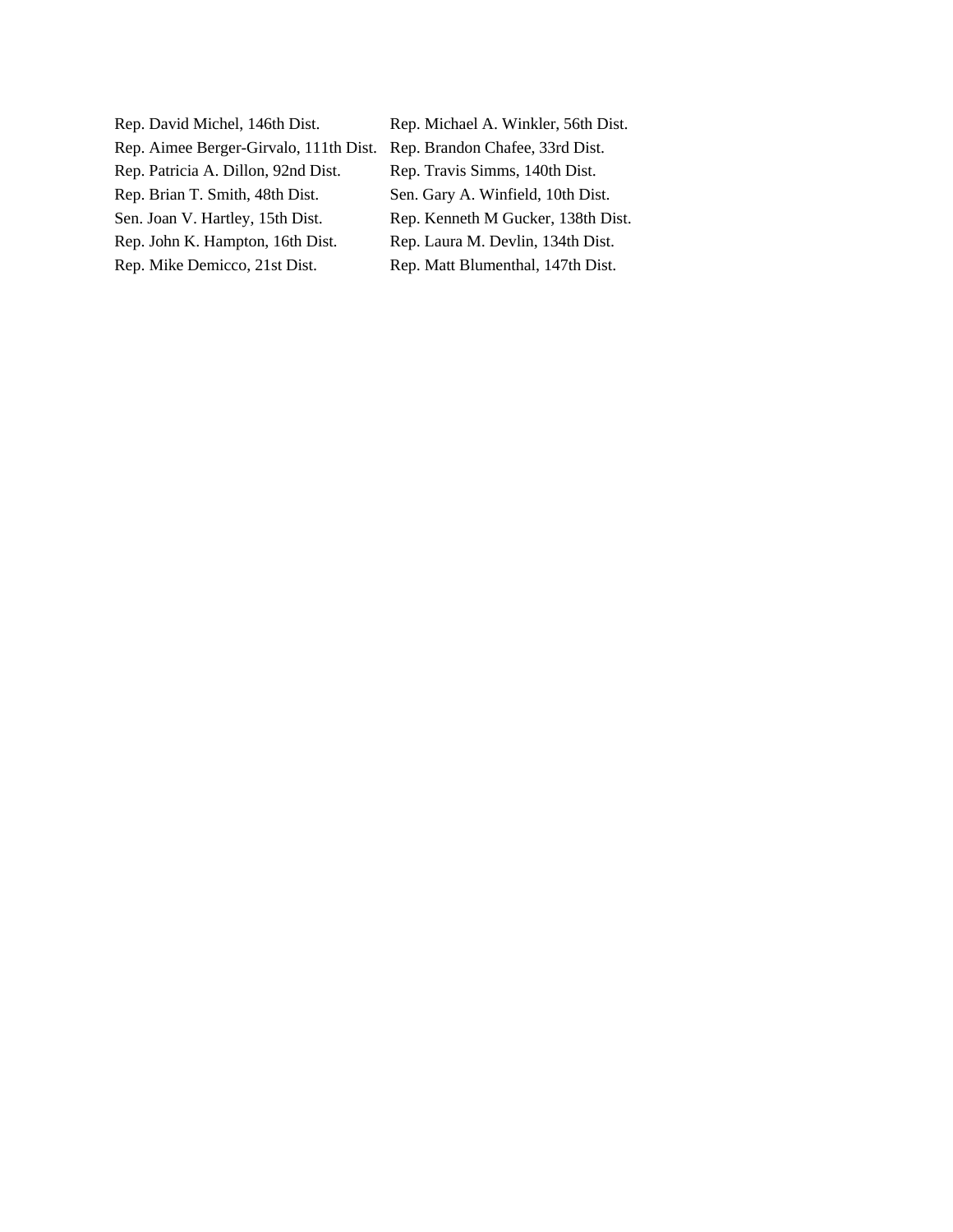Rep. David Michel, 146th Dist.

Rep. Aimee Berger-Girvalo, 111th Dist.

Rep. Patricia A. Dillon, 92nd Dist.

Rep. Brian T. Smith, 48th Dist.

Sen. Joan V. Hartley, 15th Dist.

Rep. John K. Hampton, 16th Dist.

Rep. Mike Demicco, 21st Dist.

Rep. Michael A. Winkler, 56th Dist.

Rep. Brandon Chafee, 33rd Dist.

Rep. Travis Simms, 140th Dist.

Sen. Gary A. Winfield, 10th Dist.

Rep. Kenneth M Gucker, 138th Dist.

Rep. Laura M. Devlin, 134th Dist.

Rep. Matt Blumenthal, 147th Dist.